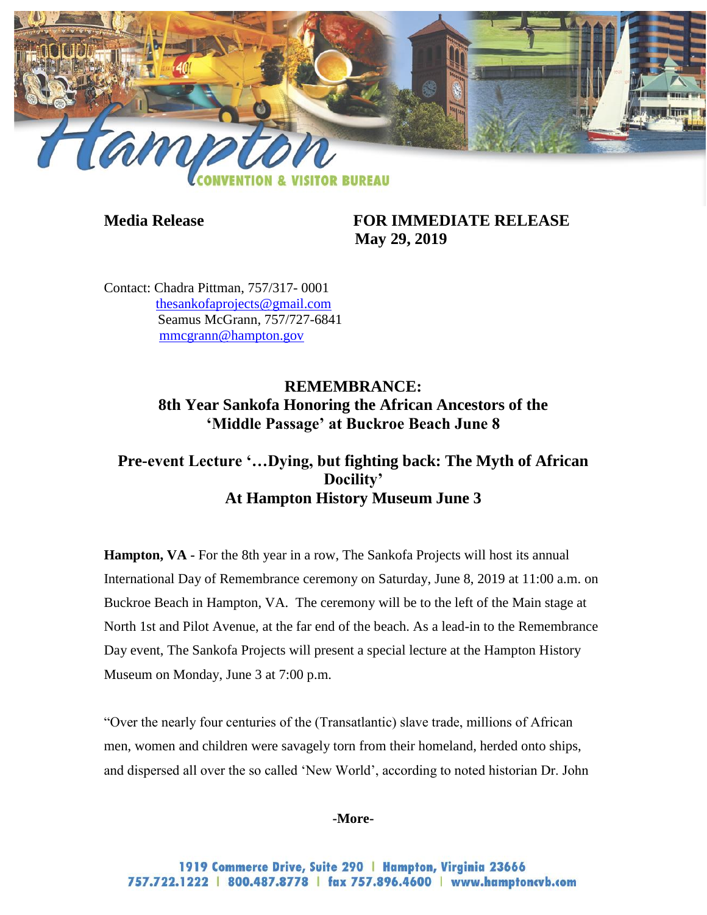Hampton CONVENTION & VISITOR BUREAU

**Media Release** **FOR IMMEDIATE RELEASE**
**May 29, 2019**

Contact: Chadra Pittman, 757/317- 0001
thesankofaprojects@gmail.com
Seamus McGrann, 757/727-6841
mmcgrann@hampton.gov

## REMEMBRANCE:
## 8th Year Sankofa Honoring the African Ancestors of the 'Middle Passage' at Buckroe Beach June 8

## Pre-event Lecture '…Dying, but fighting back: The Myth of African Docility' At Hampton History Museum June 3

**Hampton, VA -** For the 8th year in a row, The Sankofa Projects will host its annual International Day of Remembrance ceremony on Saturday, June 8, 2019 at 11:00 a.m. on Buckroe Beach in Hampton, VA. The ceremony will be to the left of the Main stage at North 1st and Pilot Avenue, at the far end of the beach. As a lead-in to the Remembrance Day event, The Sankofa Projects will present a special lecture at the Hampton History Museum on Monday, June 3 at 7:00 p.m.

"Over the nearly four centuries of the (Transatlantic) slave trade, millions of African men, women and children were savagely torn from their homeland, herded onto ships, and dispersed all over the so called 'New World', according to noted historian Dr. John

-More-

1919 Commerce Drive, Suite 290 | Hampton, Virginia 23666
757.722.1222 | 800.487.8778 | fax 757.896.4600 | www.hamptoncvb.com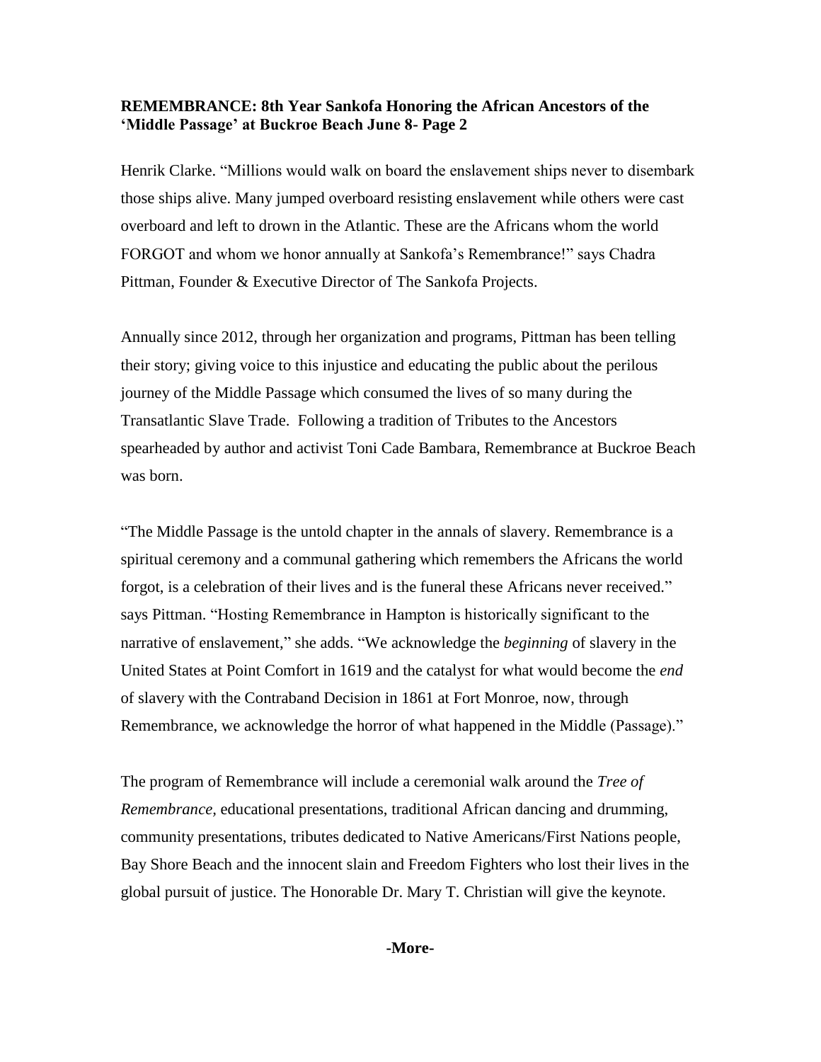**REMEMBRANCE: 8th Year Sankofa Honoring the African Ancestors of the 'Middle Passage' at Buckroe Beach June 8- Page 2**

Henrik Clarke. "Millions would walk on board the enslavement ships never to disembark those ships alive. Many jumped overboard resisting enslavement while others were cast overboard and left to drown in the Atlantic. These are the Africans whom the world FORGOT and whom we honor annually at Sankofa's Remembrance!" says Chadra Pittman, Founder & Executive Director of The Sankofa Projects.

Annually since 2012, through her organization and programs, Pittman has been telling their story; giving voice to this injustice and educating the public about the perilous journey of the Middle Passage which consumed the lives of so many during the Transatlantic Slave Trade. Following a tradition of Tributes to the Ancestors spearheaded by author and activist Toni Cade Bambara, Remembrance at Buckroe Beach was born.

"The Middle Passage is the untold chapter in the annals of slavery. Remembrance is a spiritual ceremony and a communal gathering which remembers the Africans the world forgot, is a celebration of their lives and is the funeral these Africans never received." says Pittman. "Hosting Remembrance in Hampton is historically significant to the narrative of enslavement," she adds. "We acknowledge the *beginning* of slavery in the United States at Point Comfort in 1619 and the catalyst for what would become the *end* of slavery with the Contraband Decision in 1861 at Fort Monroe, now, through Remembrance, we acknowledge the horror of what happened in the Middle (Passage)."

The program of Remembrance will include a ceremonial walk around the *Tree of Remembrance,* educational presentations, traditional African dancing and drumming, community presentations, tributes dedicated to Native Americans/First Nations people, Bay Shore Beach and the innocent slain and Freedom Fighters who lost their lives in the global pursuit of justice. The Honorable Dr. Mary T. Christian will give the keynote.

**-More-**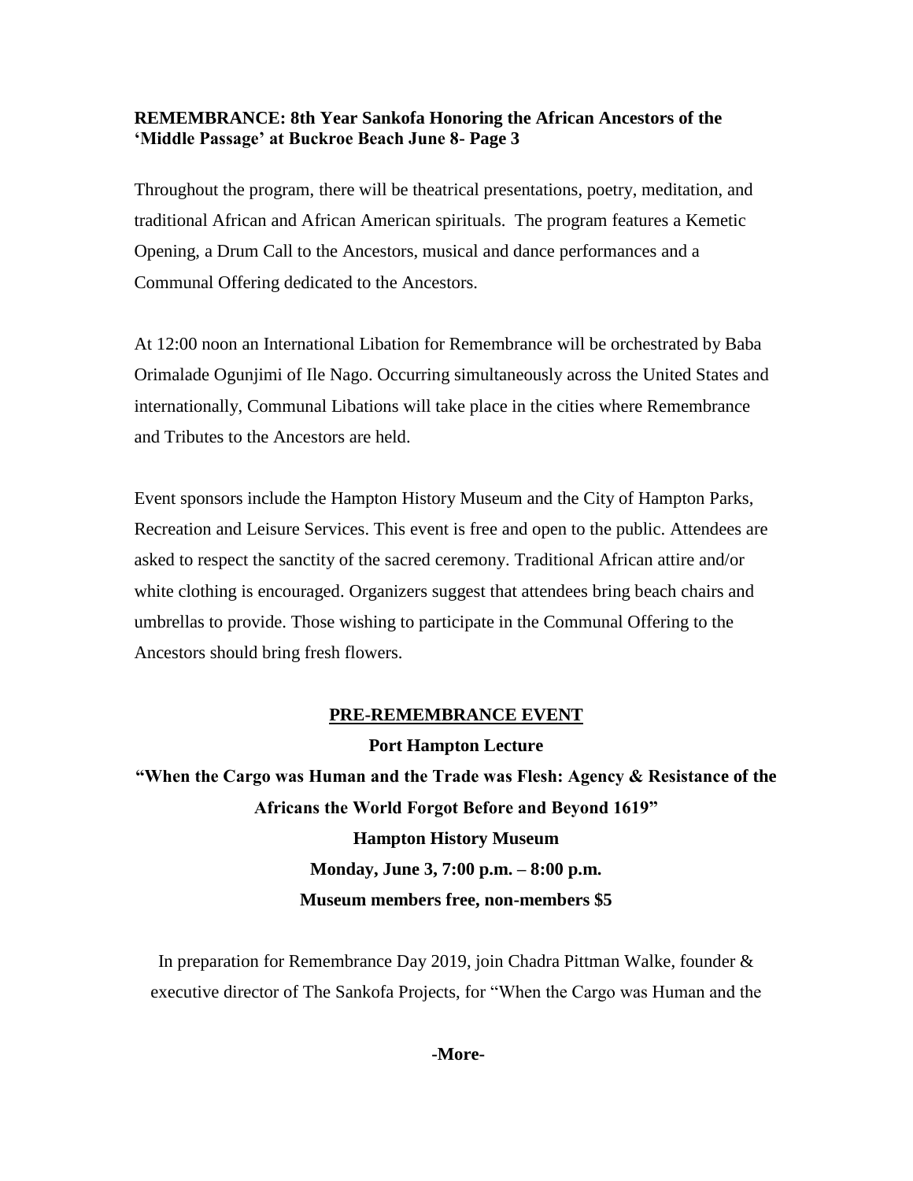**REMEMBRANCE: 8th Year Sankofa Honoring the African Ancestors of the 'Middle Passage' at Buckroe Beach June 8- Page 3**

Throughout the program, there will be theatrical presentations, poetry, meditation, and traditional African and African American spirituals. The program features a Kemetic Opening, a Drum Call to the Ancestors, musical and dance performances and a Communal Offering dedicated to the Ancestors.

At 12:00 noon an International Libation for Remembrance will be orchestrated by Baba Orimalade Ogunjimi of Ile Nago. Occurring simultaneously across the United States and internationally, Communal Libations will take place in the cities where Remembrance and Tributes to the Ancestors are held.

Event sponsors include the Hampton History Museum and the City of Hampton Parks, Recreation and Leisure Services. This event is free and open to the public. Attendees are asked to respect the sanctity of the sacred ceremony. Traditional African attire and/or white clothing is encouraged. Organizers suggest that attendees bring beach chairs and umbrellas to provide. Those wishing to participate in the Communal Offering to the Ancestors should bring fresh flowers.

## PRE-REMEMBRANCE EVENT

**Port Hampton Lecture**

**"When the Cargo was Human and the Trade was Flesh: Agency & Resistance of the Africans the World Forgot Before and Beyond 1619"**

**Hampton History Museum**

**Monday, June 3, 7:00 p.m. – 8:00 p.m.**

**Museum members free, non-members $5**

In preparation for Remembrance Day 2019, join Chadra Pittman Walke, founder & executive director of The Sankofa Projects, for "When the Cargo was Human and the

**-More-**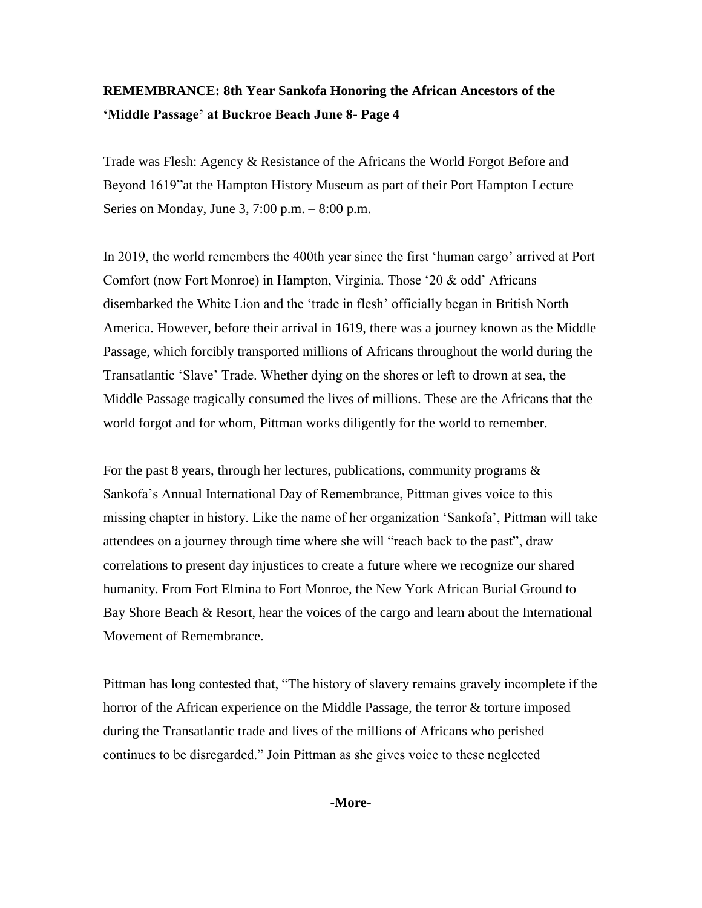**REMEMBRANCE: 8th Year Sankofa Honoring the African Ancestors of the 'Middle Passage' at Buckroe Beach June 8- Page 4**

Trade was Flesh: Agency & Resistance of the Africans the World Forgot Before and Beyond 1619"at the Hampton History Museum as part of their Port Hampton Lecture Series on Monday, June 3, 7:00 p.m. – 8:00 p.m.

In 2019, the world remembers the 400th year since the first 'human cargo' arrived at Port Comfort (now Fort Monroe) in Hampton, Virginia. Those '20 & odd' Africans disembarked the White Lion and the 'trade in flesh' officially began in British North America. However, before their arrival in 1619, there was a journey known as the Middle Passage, which forcibly transported millions of Africans throughout the world during the Transatlantic 'Slave' Trade. Whether dying on the shores or left to drown at sea, the Middle Passage tragically consumed the lives of millions. These are the Africans that the world forgot and for whom, Pittman works diligently for the world to remember.

For the past 8 years, through her lectures, publications, community programs & Sankofa's Annual International Day of Remembrance, Pittman gives voice to this missing chapter in history. Like the name of her organization 'Sankofa', Pittman will take attendees on a journey through time where she will "reach back to the past", draw correlations to present day injustices to create a future where we recognize our shared humanity. From Fort Elmina to Fort Monroe, the New York African Burial Ground to Bay Shore Beach & Resort, hear the voices of the cargo and learn about the International Movement of Remembrance.

Pittman has long contested that, "The history of slavery remains gravely incomplete if the horror of the African experience on the Middle Passage, the terror & torture imposed during the Transatlantic trade and lives of the millions of Africans who perished continues to be disregarded." Join Pittman as she gives voice to these neglected

**-More-**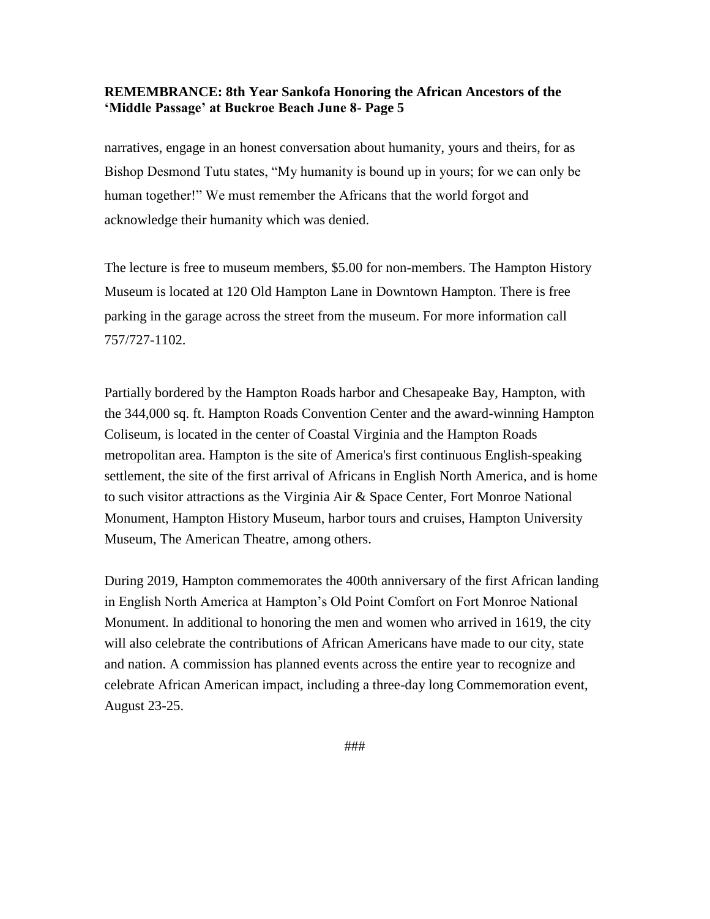narratives, engage in an honest conversation about humanity, yours and theirs, for as Bishop Desmond Tutu states, “My humanity is bound up in yours; for we can only be human together!” We must remember the Africans that the world forgot and acknowledge their humanity which was denied.

The lecture is free to museum members, $5.00 for non-members. The Hampton History Museum is located at 120 Old Hampton Lane in Downtown Hampton. There is free parking in the garage across the street from the museum. For more information call 757/727-1102.

Partially bordered by the Hampton Roads harbor and Chesapeake Bay, Hampton, with the 344,000 sq. ft. Hampton Roads Convention Center and the award-winning Hampton Coliseum, is located in the center of Coastal Virginia and the Hampton Roads metropolitan area. Hampton is the site of America's first continuous English-speaking settlement, the site of the first arrival of Africans in English North America, and is home to such visitor attractions as the Virginia Air & Space Center, Fort Monroe National Monument, Hampton History Museum, harbor tours and cruises, Hampton University Museum, The American Theatre, among others.

During 2019, Hampton commemorates the 400th anniversary of the first African landing in English North America at Hampton’s Old Point Comfort on Fort Monroe National Monument. In additional to honoring the men and women who arrived in 1619, the city will also celebrate the contributions of African Americans have made to our city, state and nation. A commission has planned events across the entire year to recognize and celebrate African American impact, including a three-day long Commemoration event, August 23-25.

###